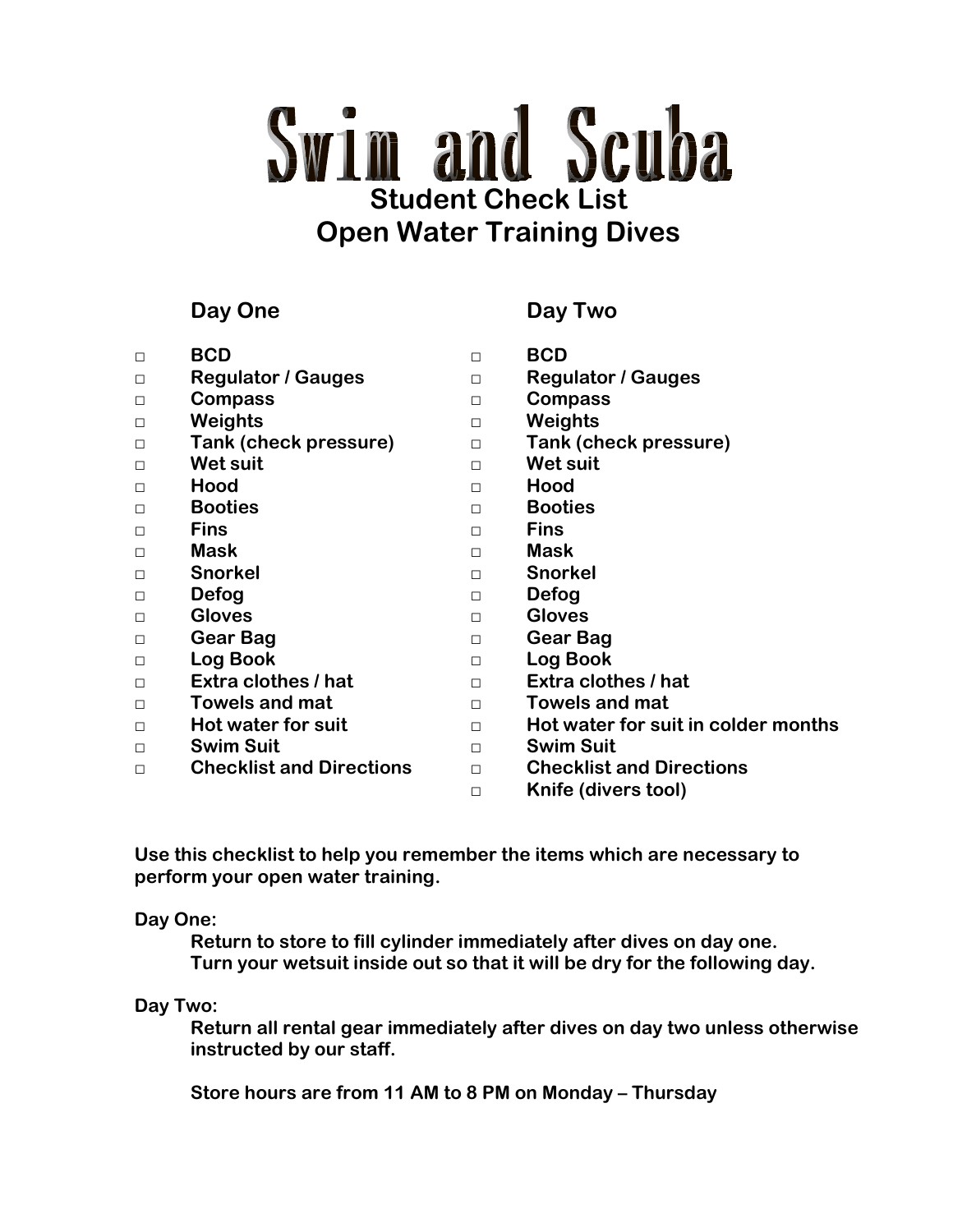# Swim and Scuba

## Student Check List
## Open Water Training Dives

### Day One

- □ BCD
- □ Regulator / Gauges
- □ Compass
- □ Weights
- □ Tank (check pressure)
- □ Wet suit
- □ Hood
- □ Booties
- □ Fins
- □ Mask
- □ Snorkel
- □ Defog
- □ Gloves
- □ Gear Bag
- □ Log Book
- □ Extra clothes / hat
- □ Towels and mat
- □ Hot water for suit
- □ Swim Suit
- □ Checklist and Directions

### Day Two

- □ BCD
- □ Regulator / Gauges
- □ Compass
- □ Weights
- □ Tank (check pressure)
- □ Wet suit
- □ Hood
- □ Booties
- □ Fins
- □ Mask
- □ Snorkel
- □ Defog
- □ Gloves
- □ Gear Bag
- □ Log Book
- □ Extra clothes / hat
- □ Towels and mat
- □ Hot water for suit in colder months
- □ Swim Suit
- □ Checklist and Directions
- □ Knife (divers tool)

**Use this checklist to help you remember the items which are necessary to perform your open water training.**

**Day One:**

**Return to store to fill cylinder immediately after dives on day one.**
**Turn your wetsuit inside out so that it will be dry for the following day.**

**Day Two:**

**Return all rental gear immediately after dives on day two unless otherwise instructed by our staff.**

**Store hours are from 11 AM to 8 PM on Monday – Thursday**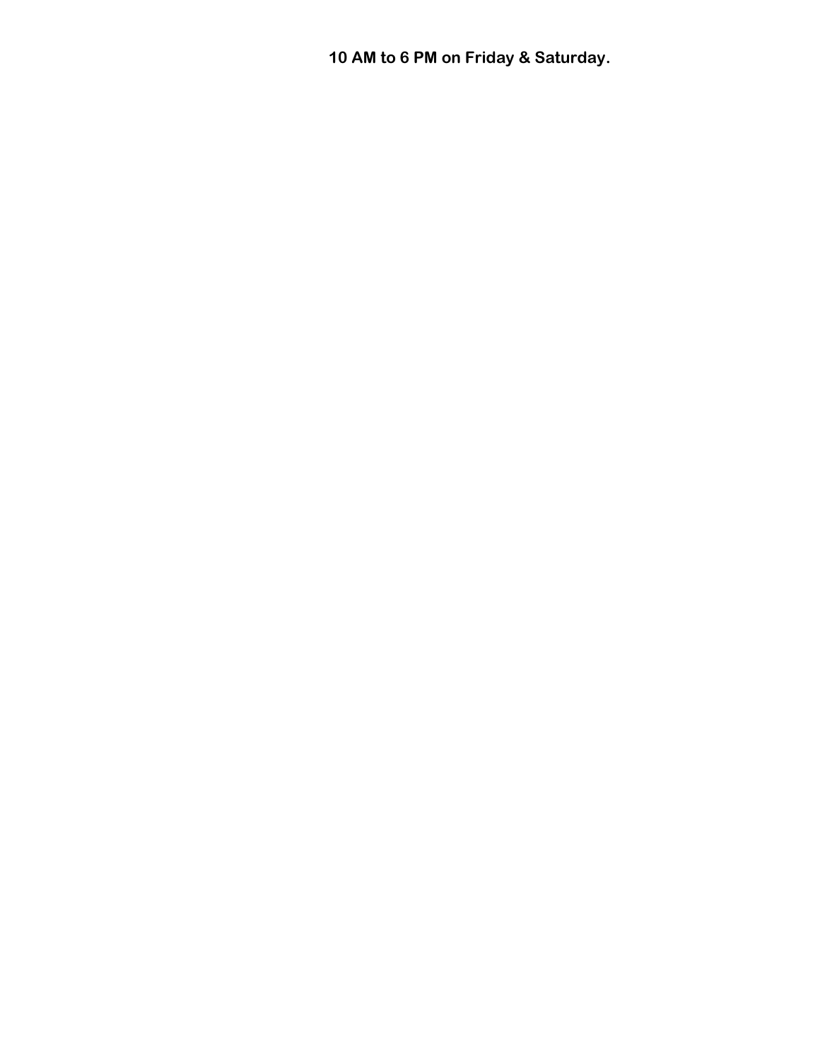**10 AM to 6 PM on Friday & Saturday.**